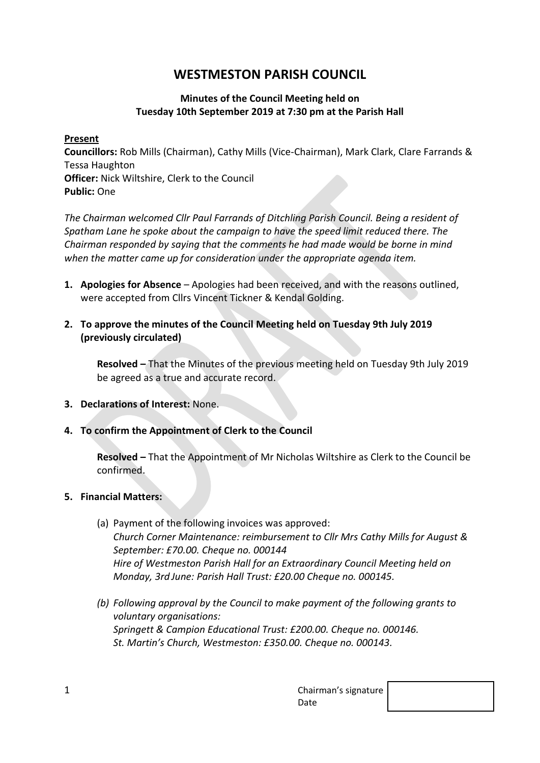# WESTMESTON PARISH COUNCIL

### Minutes of the Council Meeting held on Tuesday 10th September 2019 at 7:30 pm at the Parish Hall

**Present**

**Councillors:** Rob Mills (Chairman), Cathy Mills (Vice-Chairman), Mark Clark, Clare Farrands & Tessa Haughton
**Officer:** Nick Wiltshire, Clerk to the Council
**Public:** One

*The Chairman welcomed Cllr Paul Farrands of Ditchling Parish Council. Being a resident of Spatham Lane he spoke about the campaign to have the speed limit reduced there. The Chairman responded by saying that the comments he had made would be borne in mind when the matter came up for consideration under the appropriate agenda item.*

1. **Apologies for Absence** – Apologies had been received, and with the reasons outlined, were accepted from Cllrs Vincent Tickner & Kendal Golding.

2. **To approve the minutes of the Council Meeting held on Tuesday 9th July 2019 (previously circulated)**

   **Resolved –** That the Minutes of the previous meeting held on Tuesday 9th July 2019 be agreed as a true and accurate record.

3. **Declarations of Interest:** None.

4. **To confirm the Appointment of Clerk to the Council**

   **Resolved –** That the Appointment of Mr Nicholas Wiltshire as Clerk to the Council be confirmed.

5. **Financial Matters:**

   (a) Payment of the following invoices was approved:
   *Church Corner Maintenance: reimbursement to Cllr Mrs Cathy Mills for August & September: £70.00. Cheque no. 000144*
   *Hire of Westmeston Parish Hall for an Extraordinary Council Meeting held on Monday, 3rd June: Parish Hall Trust: £20.00 Cheque no. 000145.*

   *(b) Following approval by the Council to make payment of the following grants to voluntary organisations:*
   *Springett & Campion Educational Trust: £200.00. Cheque no. 000146.*
   *St. Martin's Church, Westmeston: £350.00. Cheque no. 000143.*

Chairman's signature
Date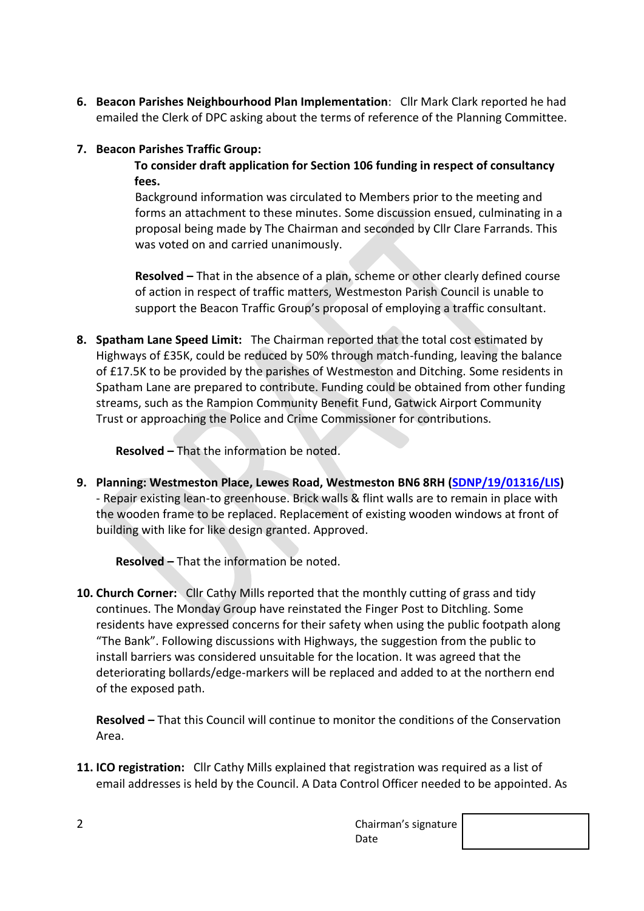6. **Beacon Parishes Neighbourhood Plan Implementation**: Cllr Mark Clark reported he had emailed the Clerk of DPC asking about the terms of reference of the Planning Committee.

7. **Beacon Parishes Traffic Group:**

   **To consider draft application for Section 106 funding in respect of consultancy fees.**

   Background information was circulated to Members prior to the meeting and forms an attachment to these minutes. Some discussion ensued, culminating in a proposal being made by The Chairman and seconded by Cllr Clare Farrands. This was voted on and carried unanimously.

   **Resolved –** That in the absence of a plan, scheme or other clearly defined course of action in respect of traffic matters, Westmeston Parish Council is unable to support the Beacon Traffic Group's proposal of employing a traffic consultant.

8. **Spatham Lane Speed Limit:** The Chairman reported that the total cost estimated by Highways of £35K, could be reduced by 50% through match-funding, leaving the balance of £17.5K to be provided by the parishes of Westmeston and Ditching. Some residents in Spatham Lane are prepared to contribute. Funding could be obtained from other funding streams, such as the Rampion Community Benefit Fund, Gatwick Airport Community Trust or approaching the Police and Crime Commissioner for contributions.

   **Resolved –** That the information be noted.

9. **Planning: Westmeston Place, Lewes Road, Westmeston BN6 8RH (SDNP/19/01316/LIS)** - Repair existing lean-to greenhouse. Brick walls & flint walls are to remain in place with the wooden frame to be replaced. Replacement of existing wooden windows at front of building with like for like design granted. Approved.

   **Resolved –** That the information be noted.

10. **Church Corner:** Cllr Cathy Mills reported that the monthly cutting of grass and tidy continues. The Monday Group have reinstated the Finger Post to Ditchling. Some residents have expressed concerns for their safety when using the public footpath along "The Bank". Following discussions with Highways, the suggestion from the public to install barriers was considered unsuitable for the location. It was agreed that the deteriorating bollards/edge-markers will be replaced and added to at the northern end of the exposed path.

    **Resolved –** That this Council will continue to monitor the conditions of the Conservation Area.

11. **ICO registration:** Cllr Cathy Mills explained that registration was required as a list of email addresses is held by the Council. A Data Control Officer needed to be appointed. As

Chairman's signature
Date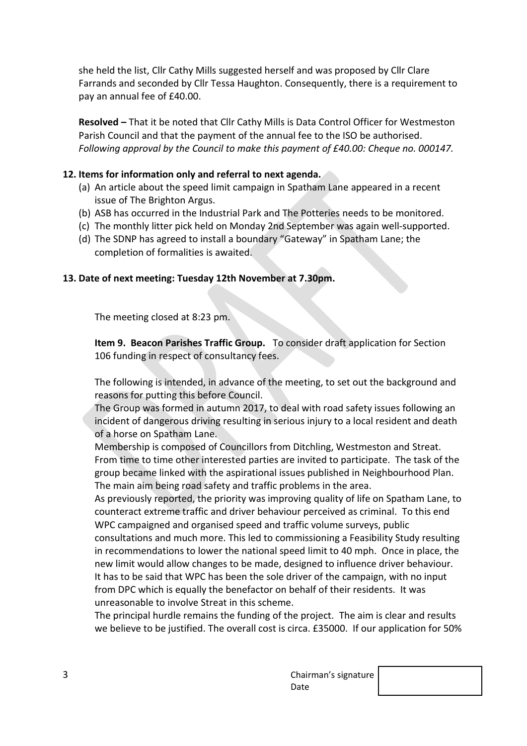she held the list, Cllr Cathy Mills suggested herself and was proposed by Cllr Clare Farrands and seconded by Cllr Tessa Haughton. Consequently, there is a requirement to pay an annual fee of £40.00.

**Resolved –** That it be noted that Cllr Cathy Mills is Data Control Officer for Westmeston Parish Council and that the payment of the annual fee to the ISO be authorised. *Following approval by the Council to make this payment of £40.00: Cheque no. 000147.*

**12. Items for information only and referral to next agenda.**

(a) An article about the speed limit campaign in Spatham Lane appeared in a recent issue of The Brighton Argus.
(b) ASB has occurred in the Industrial Park and The Potteries needs to be monitored.
(c) The monthly litter pick held on Monday 2nd September was again well-supported.
(d) The SDNP has agreed to install a boundary "Gateway" in Spatham Lane; the completion of formalities is awaited.

**13. Date of next meeting: Tuesday 12th November at 7.30pm.**

The meeting closed at 8:23 pm.

**Item 9. Beacon Parishes Traffic Group.** To consider draft application for Section 106 funding in respect of consultancy fees.

The following is intended, in advance of the meeting, to set out the background and reasons for putting this before Council.
The Group was formed in autumn 2017, to deal with road safety issues following an incident of dangerous driving resulting in serious injury to a local resident and death of a horse on Spatham Lane.
Membership is composed of Councillors from Ditchling, Westmeston and Streat. From time to time other interested parties are invited to participate. The task of the group became linked with the aspirational issues published in Neighbourhood Plan. The main aim being road safety and traffic problems in the area.
As previously reported, the priority was improving quality of life on Spatham Lane, to counteract extreme traffic and driver behaviour perceived as criminal. To this end WPC campaigned and organised speed and traffic volume surveys, public consultations and much more. This led to commissioning a Feasibility Study resulting in recommendations to lower the national speed limit to 40 mph. Once in place, the new limit would allow changes to be made, designed to influence driver behaviour. It has to be said that WPC has been the sole driver of the campaign, with no input from DPC which is equally the benefactor on behalf of their residents. It was unreasonable to involve Streat in this scheme.
The principal hurdle remains the funding of the project. The aim is clear and results we believe to be justified. The overall cost is circa. £35000. If our application for 50%

Chairman's signature
Date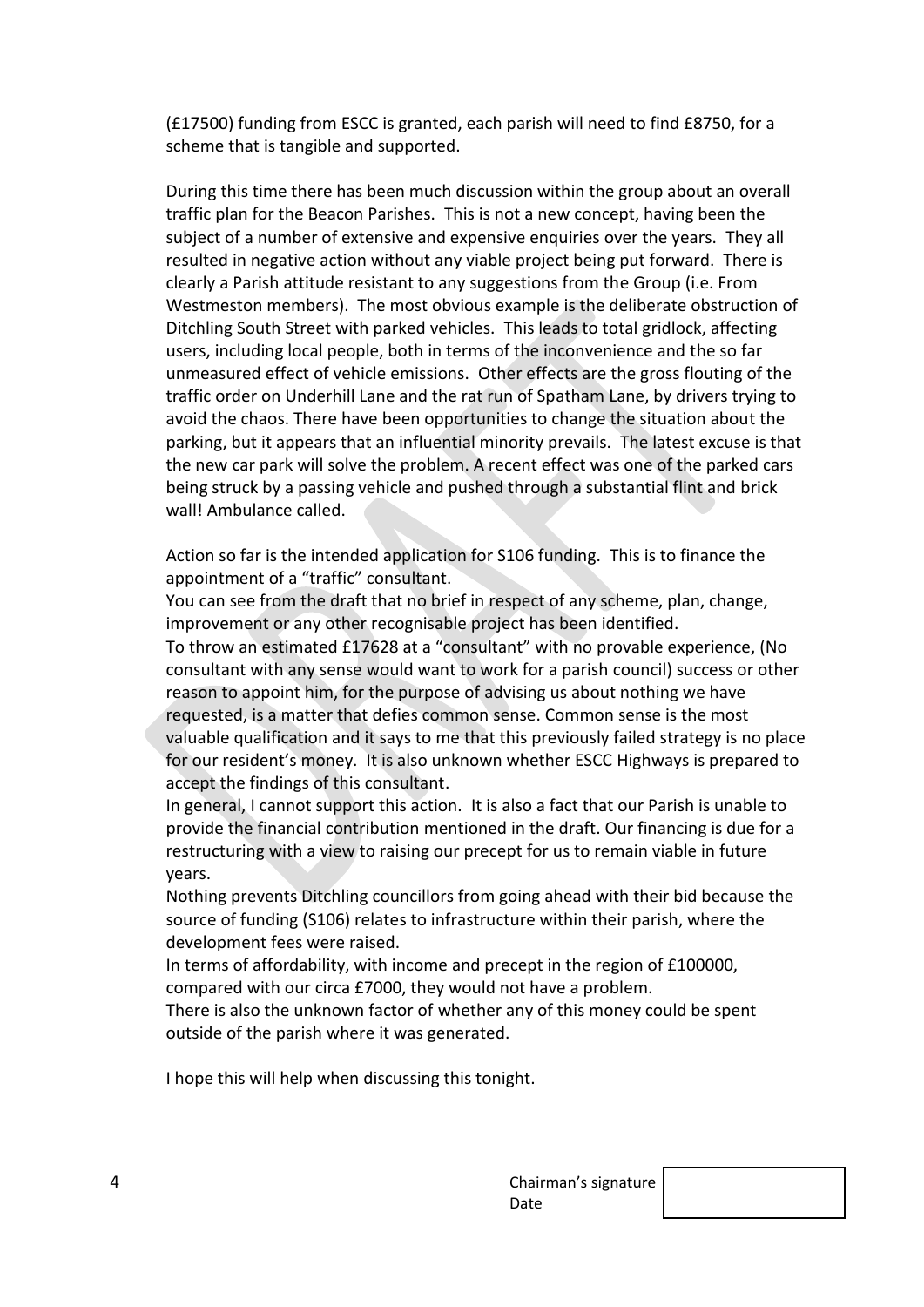(£17500) funding from ESCC is granted, each parish will need to find £8750, for a scheme that is tangible and supported.

During this time there has been much discussion within the group about an overall traffic plan for the Beacon Parishes. This is not a new concept, having been the subject of a number of extensive and expensive enquiries over the years. They all resulted in negative action without any viable project being put forward. There is clearly a Parish attitude resistant to any suggestions from the Group (i.e. From Westmeston members). The most obvious example is the deliberate obstruction of Ditchling South Street with parked vehicles. This leads to total gridlock, affecting users, including local people, both in terms of the inconvenience and the so far unmeasured effect of vehicle emissions. Other effects are the gross flouting of the traffic order on Underhill Lane and the rat run of Spatham Lane, by drivers trying to avoid the chaos. There have been opportunities to change the situation about the parking, but it appears that an influential minority prevails. The latest excuse is that the new car park will solve the problem. A recent effect was one of the parked cars being struck by a passing vehicle and pushed through a substantial flint and brick wall! Ambulance called.

Action so far is the intended application for S106 funding. This is to finance the appointment of a "traffic" consultant.

You can see from the draft that no brief in respect of any scheme, plan, change, improvement or any other recognisable project has been identified.

To throw an estimated £17628 at a "consultant" with no provable experience, (No consultant with any sense would want to work for a parish council) success or other reason to appoint him, for the purpose of advising us about nothing we have requested, is a matter that defies common sense. Common sense is the most valuable qualification and it says to me that this previously failed strategy is no place for our resident's money. It is also unknown whether ESCC Highways is prepared to accept the findings of this consultant.

In general, I cannot support this action. It is also a fact that our Parish is unable to provide the financial contribution mentioned in the draft. Our financing is due for a restructuring with a view to raising our precept for us to remain viable in future years.

Nothing prevents Ditchling councillors from going ahead with their bid because the source of funding (S106) relates to infrastructure within their parish, where the development fees were raised.

In terms of affordability, with income and precept in the region of £100000, compared with our circa £7000, they would not have a problem.

There is also the unknown factor of whether any of this money could be spent outside of the parish where it was generated.

I hope this will help when discussing this tonight.

Chairman's signature

Date